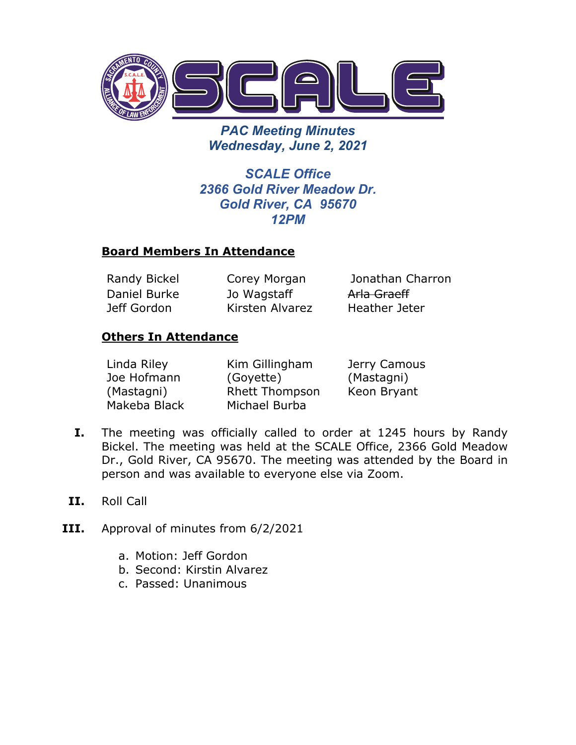# PAC Meeting Minutes
## Wednesday, June 2, 2021

### SCALE Office
### 2366 Gold River Meadow Dr.
### Gold River, CA 95670
### 12PM

**Board Members In Attendance**

| | | |
|---|---|---|
| Randy Bickel | Corey Morgan | Jonathan Charron |
| Daniel Burke | Jo Wagstaff | ~~Arla Graeff~~ |
| Jeff Gordon | Kirsten Alvarez | Heather Jeter |

**Others In Attendance**

| | | |
|---|---|---|
| Linda Riley | Kim Gillingham (Goyette) | Jerry Camous (Mastagni) |
| Joe Hofmann (Mastagni) | Rhett Thompson | Keon Bryant |
| Makeba Black | Michael Burba | |

**I.** The meeting was officially called to order at 1245 hours by Randy Bickel. The meeting was held at the SCALE Office, 2366 Gold Meadow Dr., Gold River, CA 95670. The meeting was attended by the Board in person and was available to everyone else via Zoom.

**II.** Roll Call

**III.** Approval of minutes from 6/2/2021

a. Motion: Jeff Gordon
b. Second: Kirstin Alvarez
c. Passed: Unanimous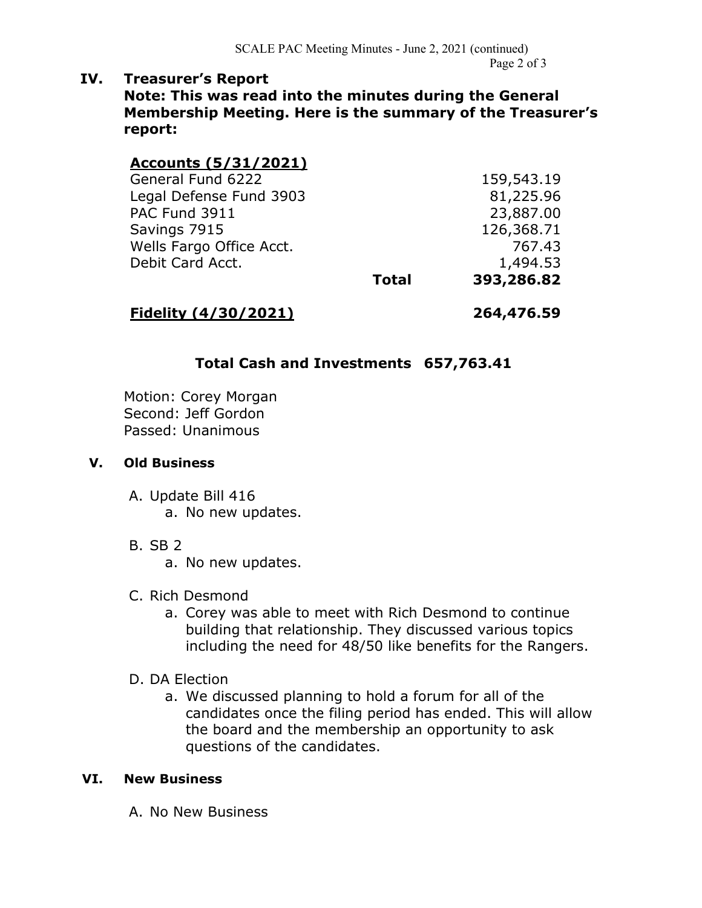## IV. Treasurer's Report

**Note: This was read into the minutes during the General Membership Meeting. Here is the summary of the Treasurer's report:**

| **Accounts (5/31/2021)** | | |
|---|---|---|
| General Fund 6222 | | 159,543.19 |
| Legal Defense Fund 3903 | | 81,225.96 |
| PAC Fund 3911 | | 23,887.00 |
| Savings 7915 | | 126,368.71 |
| Wells Fargo Office Acct. | | 767.43 |
| Debit Card Acct. | | 1,494.53 |
| | **Total** | **393,286.82** |
| **Fidelity (4/30/2021)** | | **264,476.59** |

**Total Cash and Investments 657,763.41**

Motion: Corey Morgan
Second: Jeff Gordon
Passed: Unanimous

## V. Old Business

A. Update Bill 416
   a. No new updates.

B. SB 2
   a. No new updates.

C. Rich Desmond
   a. Corey was able to meet with Rich Desmond to continue building that relationship. They discussed various topics including the need for 48/50 like benefits for the Rangers.

D. DA Election
   a. We discussed planning to hold a forum for all of the candidates once the filing period has ended. This will allow the board and the membership an opportunity to ask questions of the candidates.

## VI. New Business

A. No New Business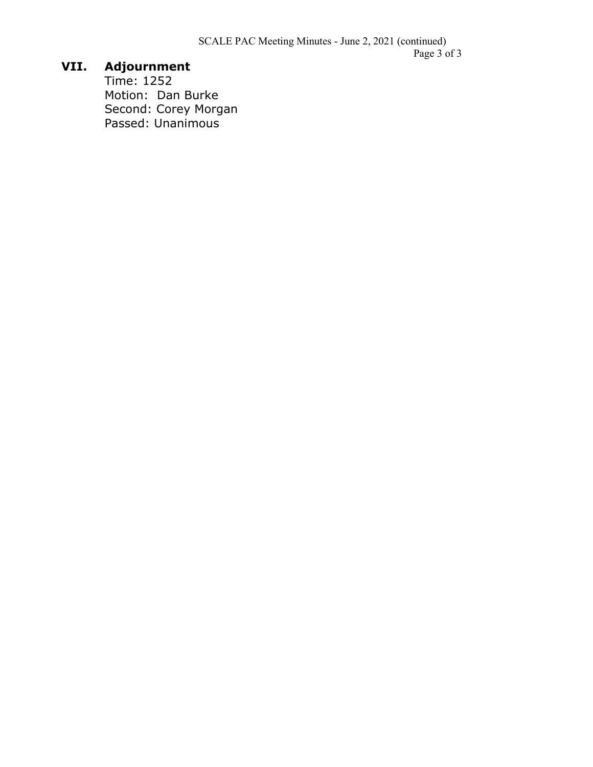## VII. Adjournment

Time: 1252
Motion: Dan Burke
Second: Corey Morgan
Passed: Unanimous